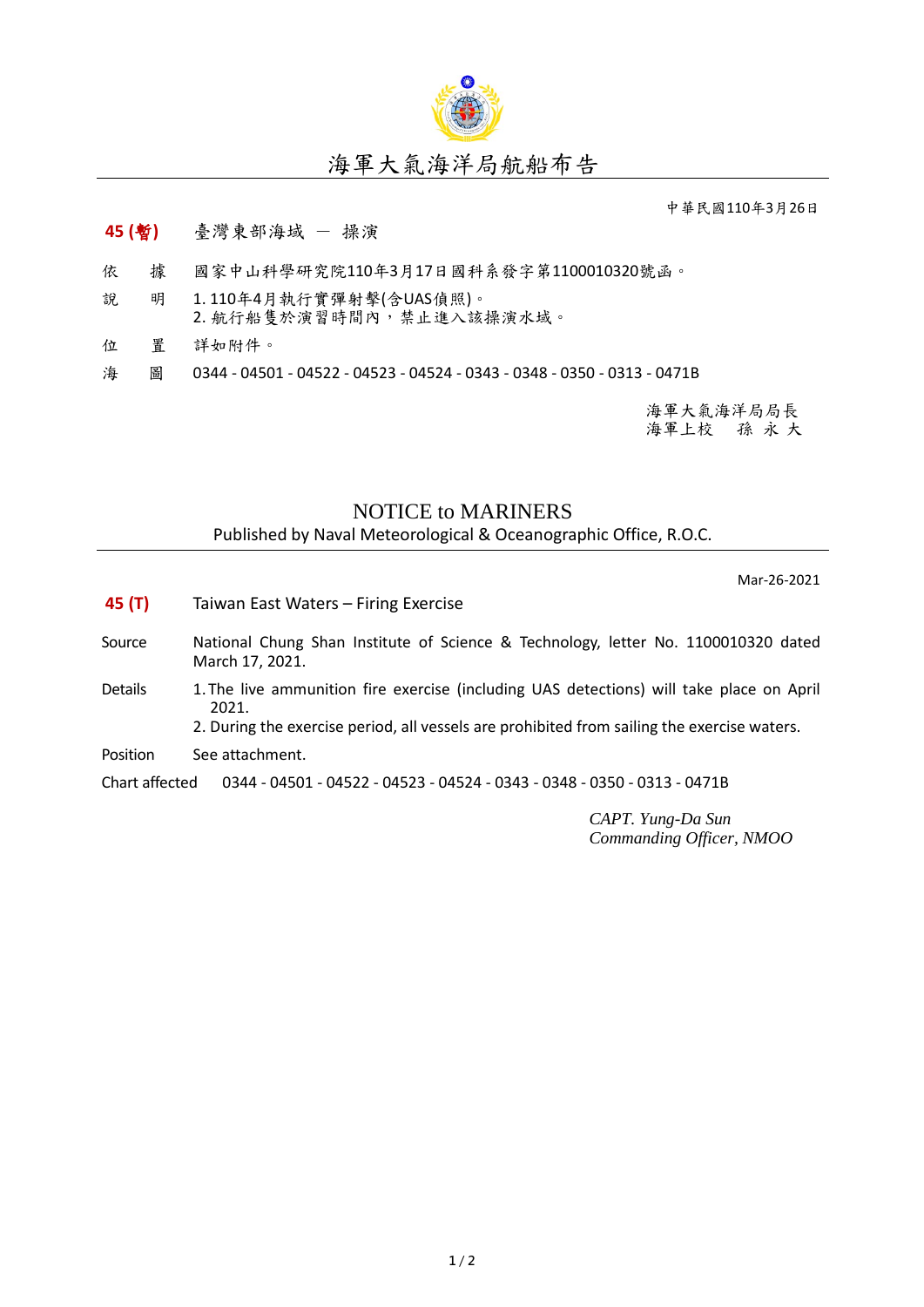# 海軍大氣海洋局航船布告

中華民國110年3月26日

**45 (暫)**　臺灣東部海域 － 操演

依　據　國家中山科學研究院110年3月17日國科系發字第1100010320號函。

說　明　1. 110年4月執行實彈射擊(含UAS偵照)。
2. 航行船隻於演習時間內，禁止進入該操演水域。

位　置　詳如附件。

海　圖　0344 - 04501 - 04522 - 04523 - 04524 - 0343 - 0348 - 0350 - 0313 - 0471B

海軍大氣海洋局局長
海軍上校　孫 永 大

## NOTICE to MARINERS

Published by Naval Meteorological & Oceanographic Office, R.O.C.

Mar-26-2021

**45 (T)**　Taiwan East Waters – Firing Exercise

Source　National Chung Shan Institute of Science & Technology, letter No. 1100010320 dated March 17, 2021.

Details
1. The live ammunition fire exercise (including UAS detections) will take place on April 2021.
2. During the exercise period, all vessels are prohibited from sailing the exercise waters.

Position　See attachment.

Chart affected　0344 - 04501 - 04522 - 04523 - 04524 - 0343 - 0348 - 0350 - 0313 - 0471B

*CAPT. Yung-Da Sun*
*Commanding Officer, NMOO*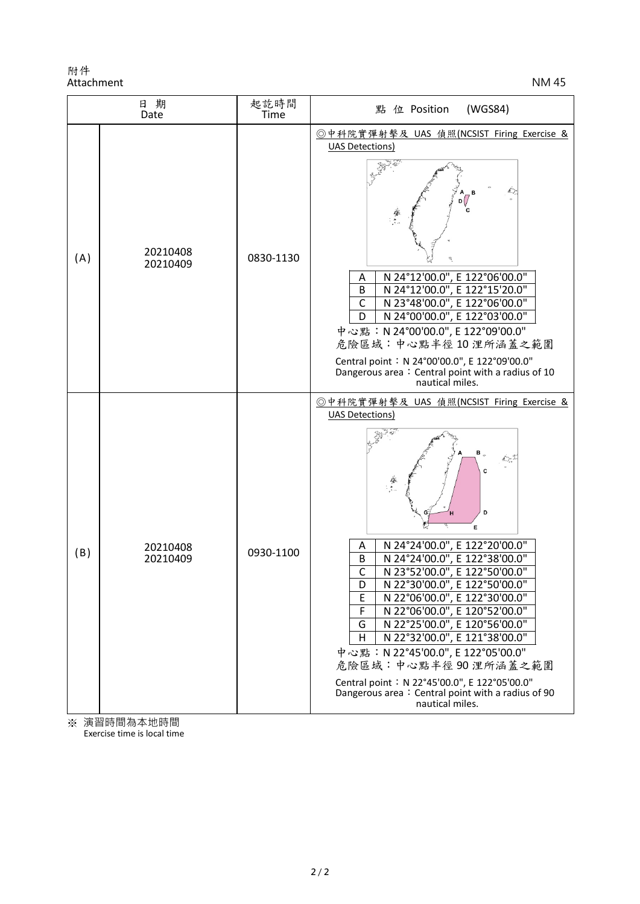附件
Attachment

NM 45

| 日 期 Date | | 起訖時間 Time | 點 位 Position (WGS84) |
|---|---|---|---|
| (A) | 20210408 20210409 | 0830-1130 | ◎中科院實彈射擊及 UAS 偵照(NCSIST Firing Exercise & UAS Detections)<br>A: N 24°12'00.0", E 122°06'00.0"<br>B: N 24°12'00.0", E 122°15'20.0"<br>C: N 23°48'00.0", E 122°06'00.0"<br>D: N 24°00'00.0", E 122°03'00.0"<br>中心點：N 24°00'00.0", E 122°09'00.0"<br>危險區域：中心點半徑 10 浬所涵蓋之範圍<br>Central point：N 24°00'00.0", E 122°09'00.0"<br>Dangerous area：Central point with a radius of 10 nautical miles. |
| (B) | 20210408 20210409 | 0930-1100 | ◎中科院實彈射擊及 UAS 偵照(NCSIST Firing Exercise & UAS Detections)<br>A: N 24°24'00.0", E 122°20'00.0"<br>B: N 24°24'00.0", E 122°38'00.0"<br>C: N 23°52'00.0", E 122°50'00.0"<br>D: N 22°30'00.0", E 122°50'00.0"<br>E: N 22°06'00.0", E 122°30'00.0"<br>F: N 22°06'00.0", E 120°52'00.0"<br>G: N 22°25'00.0", E 120°56'00.0"<br>H: N 22°32'00.0", E 121°38'00.0"<br>中心點：N 22°45'00.0", E 122°05'00.0"<br>危險區域：中心點半徑 90 浬所涵蓋之範圍<br>Central point：N 22°45'00.0", E 122°05'00.0"<br>Dangerous area：Central point with a radius of 90 nautical miles. |

※ 演習時間為本地時間
Exercise time is local time